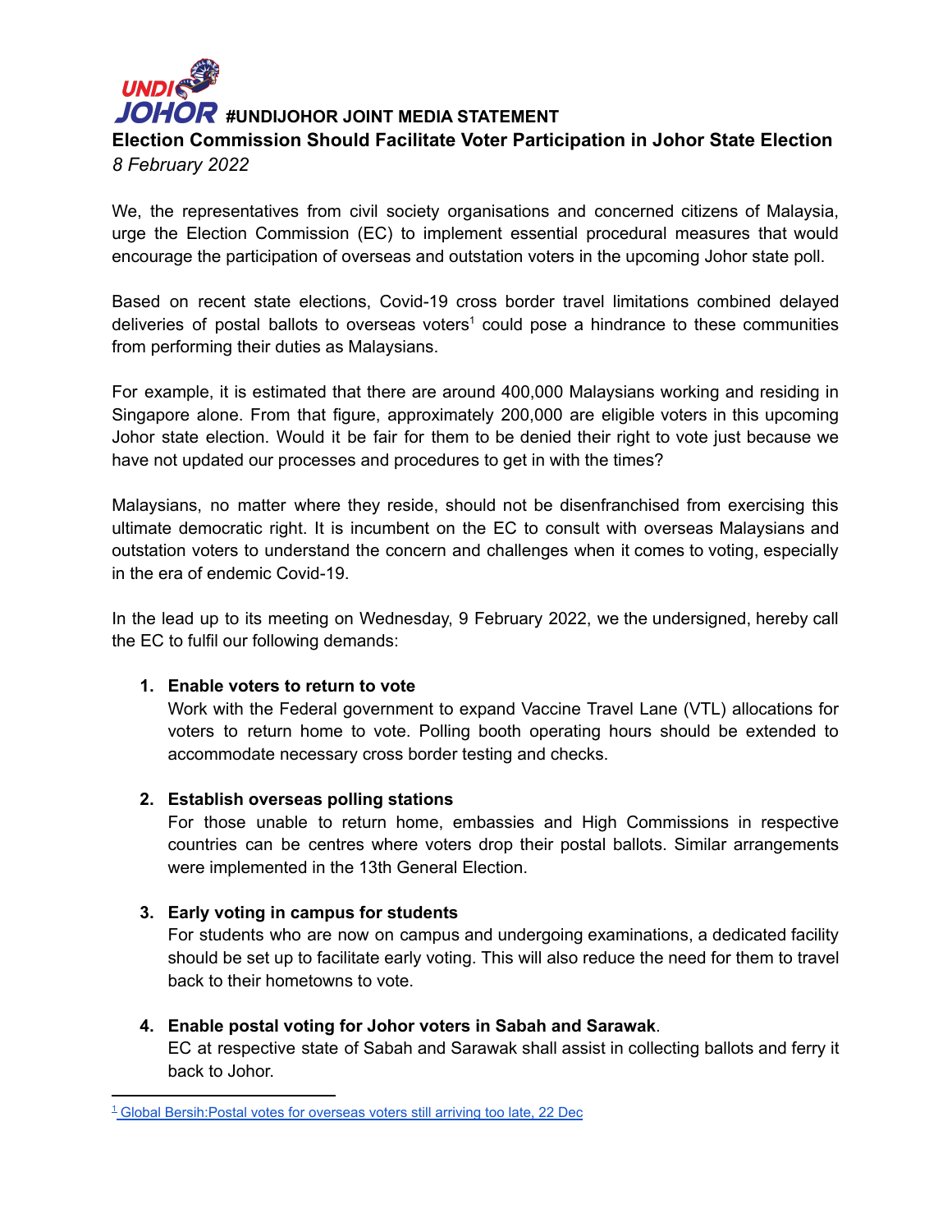**UNDI JOHOR** **#UNDIJOHOR JOINT MEDIA STATEMENT**

## Election Commission Should Facilitate Voter Participation in Johor State Election

*8 February 2022*

We, the representatives from civil society organisations and concerned citizens of Malaysia, urge the Election Commission (EC) to implement essential procedural measures that would encourage the participation of overseas and outstation voters in the upcoming Johor state poll.

Based on recent state elections, Covid-19 cross border travel limitations combined delayed deliveries of postal ballots to overseas voters[1] could pose a hindrance to these communities from performing their duties as Malaysians.

For example, it is estimated that there are around 400,000 Malaysians working and residing in Singapore alone. From that figure, approximately 200,000 are eligible voters in this upcoming Johor state election. Would it be fair for them to be denied their right to vote just because we have not updated our processes and procedures to get in with the times?

Malaysians, no matter where they reside, should not be disenfranchised from exercising this ultimate democratic right. It is incumbent on the EC to consult with overseas Malaysians and outstation voters to understand the concern and challenges when it comes to voting, especially in the era of endemic Covid-19.

In the lead up to its meeting on Wednesday, 9 February 2022, we the undersigned, hereby call the EC to fulfil our following demands:

1. **Enable voters to return to vote**
   Work with the Federal government to expand Vaccine Travel Lane (VTL) allocations for voters to return home to vote. Polling booth operating hours should be extended to accommodate necessary cross border testing and checks.

2. **Establish overseas polling stations**
   For those unable to return home, embassies and High Commissions in respective countries can be centres where voters drop their postal ballots. Similar arrangements were implemented in the 13th General Election.

3. **Early voting in campus for students**
   For students who are now on campus and undergoing examinations, a dedicated facility should be set up to facilitate early voting. This will also reduce the need for them to travel back to their hometowns to vote.

4. **Enable postal voting for Johor voters in Sabah and Sarawak**.
   EC at respective state of Sabah and Sarawak shall assist in collecting ballots and ferry it back to Johor.

---

[1] Global Bersih:Postal votes for overseas voters still arriving too late, 22 Dec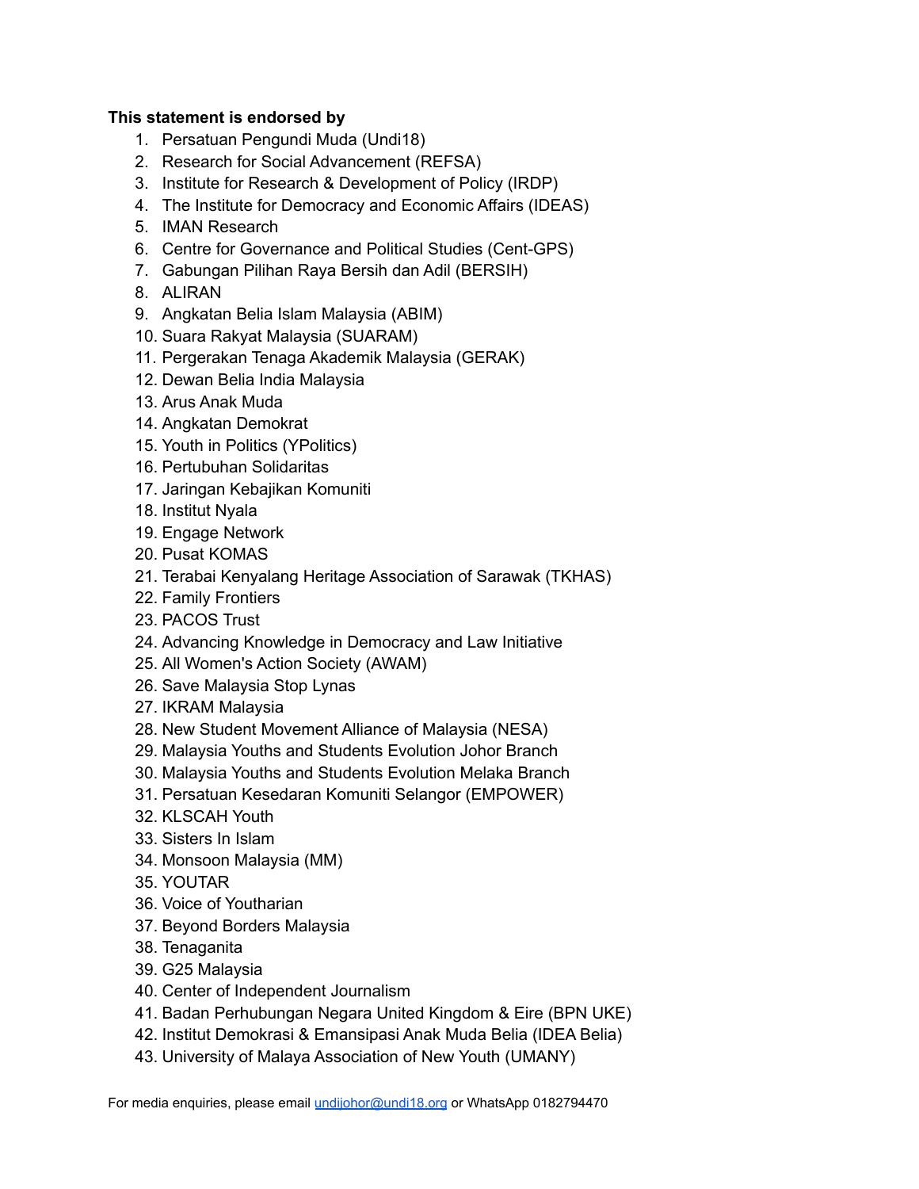**This statement is endorsed by**

1. Persatuan Pengundi Muda (Undi18)
2. Research for Social Advancement (REFSA)
3. Institute for Research & Development of Policy (IRDP)
4. The Institute for Democracy and Economic Affairs (IDEAS)
5. IMAN Research
6. Centre for Governance and Political Studies (Cent-GPS)
7. Gabungan Pilihan Raya Bersih dan Adil (BERSIH)
8. ALIRAN
9. Angkatan Belia Islam Malaysia (ABIM)
10. Suara Rakyat Malaysia (SUARAM)
11. Pergerakan Tenaga Akademik Malaysia (GERAK)
12. Dewan Belia India Malaysia
13. Arus Anak Muda
14. Angkatan Demokrat
15. Youth in Politics (YPolitics)
16. Pertubuhan Solidaritas
17. Jaringan Kebajikan Komuniti
18. Institut Nyala
19. Engage Network
20. Pusat KOMAS
21. Terabai Kenyalang Heritage Association of Sarawak (TKHAS)
22. Family Frontiers
23. PACOS Trust
24. Advancing Knowledge in Democracy and Law Initiative
25. All Women's Action Society (AWAM)
26. Save Malaysia Stop Lynas
27. IKRAM Malaysia
28. New Student Movement Alliance of Malaysia (NESA)
29. Malaysia Youths and Students Evolution Johor Branch
30. Malaysia Youths and Students Evolution Melaka Branch
31. Persatuan Kesedaran Komuniti Selangor (EMPOWER)
32. KLSCAH Youth
33. Sisters In Islam
34. Monsoon Malaysia (MM)
35. YOUTAR
36. Voice of Youtharian
37. Beyond Borders Malaysia
38. Tenaganita
39. G25 Malaysia
40. Center of Independent Journalism
41. Badan Perhubungan Negara United Kingdom & Eire (BPN UKE)
42. Institut Demokrasi & Emansipasi Anak Muda Belia (IDEA Belia)
43. University of Malaya Association of New Youth (UMANY)

For media enquiries, please email undijohor@undi18.org or WhatsApp 0182794470